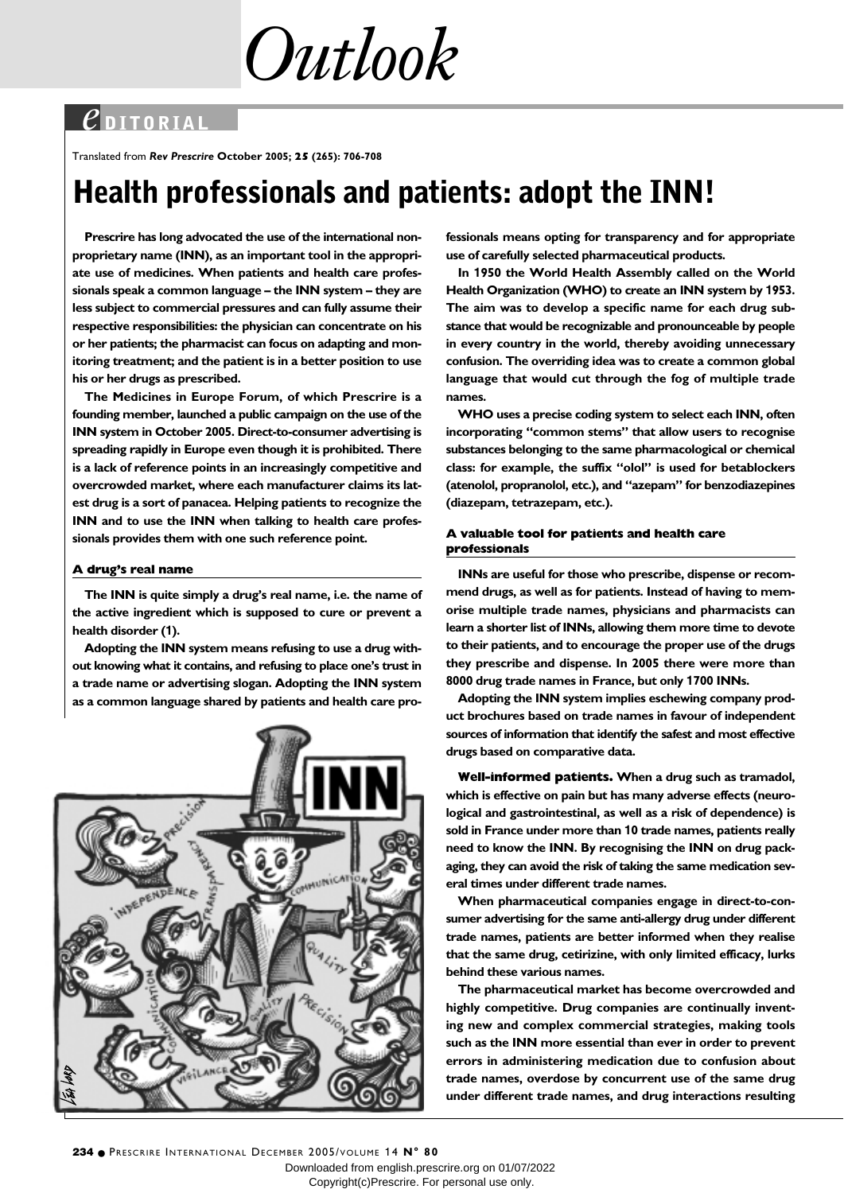# Outlook

## EDITORIAL

Translated from *Rev Prescrire* October 2005; 25 (265): 706-708

# Health professionals and patients: adopt the INN!

**Prescrire has long advocated the use of the international non-proprietary name (INN), as an important tool in the appropriate use of medicines. When patients and health care professionals speak a common language – the INN system – they are less subject to commercial pressures and can fully assume their respective responsibilities: the physician can concentrate on his or her patients; the pharmacist can focus on adapting and monitoring treatment; and the patient is in a better position to use his or her drugs as prescribed.**

**The Medicines in Europe Forum, of which Prescrire is a founding member, launched a public campaign on the use of the INN system in October 2005. Direct-to-consumer advertising is spreading rapidly in Europe even though it is prohibited. There is a lack of reference points in an increasingly competitive and overcrowded market, where each manufacturer claims its latest drug is a sort of panacea. Helping patients to recognize the INN and to use the INN when talking to health care professionals provides them with one such reference point.**

### A drug's real name

**The INN is quite simply a drug's real name, i.e. the name of the active ingredient which is supposed to cure or prevent a health disorder (1).**

**Adopting the INN system means refusing to use a drug without knowing what it contains, and refusing to place one's trust in a trade name or advertising slogan. Adopting the INN system as a common language shared by patients and health care professionals means opting for transparency and for appropriate use of carefully selected pharmaceutical products.**

**In 1950 the World Health Assembly called on the World Health Organization (WHO) to create an INN system by 1953. The aim was to develop a specific name for each drug substance that would be recognizable and pronounceable by people in every country in the world, thereby avoiding unnecessary confusion. The overriding idea was to create a common global language that would cut through the fog of multiple trade names.**

**WHO uses a precise coding system to select each INN, often incorporating "common stems" that allow users to recognise substances belonging to the same pharmacological or chemical class: for example, the suffix "olol" is used for betablockers (atenolol, propranolol, etc.), and "azepam" for benzodiazepines (diazepam, tetrazepam, etc.).**

### A valuable tool for patients and health care professionals

**INNs are useful for those who prescribe, dispense or recommend drugs, as well as for patients. Instead of having to memorise multiple trade names, physicians and pharmacists can learn a shorter list of INNs, allowing them more time to devote to their patients, and to encourage the proper use of the drugs they prescribe and dispense. In 2005 there were more than 8000 drug trade names in France, but only 1700 INNs.**

**Adopting the INN system implies eschewing company product brochures based on trade names in favour of independent sources of information that identify the safest and most effective drugs based on comparative data.**

**Well-informed patients. When a drug such as tramadol, which is effective on pain but has many adverse effects (neurological and gastrointestinal, as well as a risk of dependence) is sold in France under more than 10 trade names, patients really need to know the INN. By recognising the INN on drug packaging, they can avoid the risk of taking the same medication several times under different trade names.**

**When pharmaceutical companies engage in direct-to-consumer advertising for the same anti-allergy drug under different trade names, patients are better informed when they realise that the same drug, cetirizine, with only limited efficacy, lurks behind these various names.**

**The pharmaceutical market has become overcrowded and highly competitive. Drug companies are continually inventing new and complex commercial strategies, making tools such as the INN more essential than ever in order to prevent errors in administering medication due to confusion about trade names, overdose by concurrent use of the same drug under different trade names, and drug interactions resulting**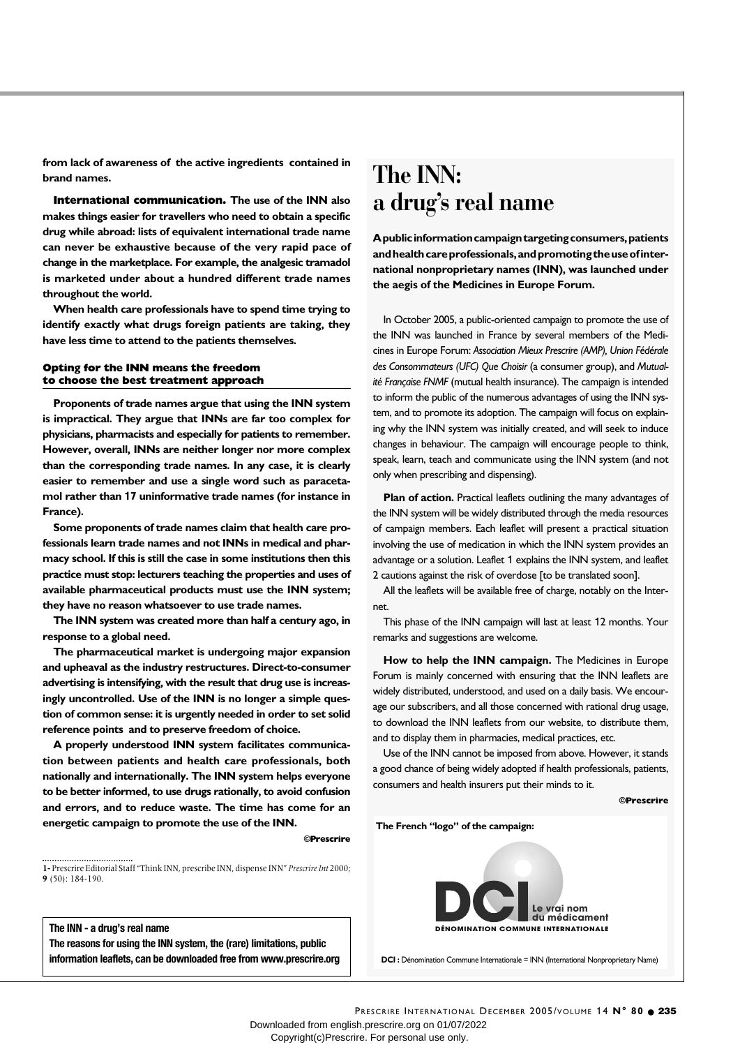**from lack of awareness of the active ingredients contained in brand names.**

**International communication. The use of the INN also makes things easier for travellers who need to obtain a specific drug while abroad: lists of equivalent international trade name can never be exhaustive because of the very rapid pace of change in the marketplace. For example, the analgesic tramadol is marketed under about a hundred different trade names throughout the world.**

**When health care professionals have to spend time trying to identify exactly what drugs foreign patients are taking, they have less time to attend to the patients themselves.**

#### Opting for the INN means the freedom to choose the best treatment approach

**Proponents of trade names argue that using the INN system is impractical. They argue that INNs are far too complex for physicians, pharmacists and especially for patients to remember. However, overall, INNs are neither longer nor more complex than the corresponding trade names. In any case, it is clearly easier to remember and use a single word such as paracetamol rather than 17 uninformative trade names (for instance in France).**

**Some proponents of trade names claim that health care professionals learn trade names and not INNs in medical and pharmacy school. If this is still the case in some institutions then this practice must stop: lecturers teaching the properties and uses of available pharmaceutical products must use the INN system; they have no reason whatsoever to use trade names.**

**The INN system was created more than half a century ago, in response to a global need.**

**The pharmaceutical market is undergoing major expansion and upheaval as the industry restructures. Direct-to-consumer advertising is intensifying, with the result that drug use is increasingly uncontrolled. Use of the INN is no longer a simple question of common sense: it is urgently needed in order to set solid reference points and to preserve freedom of choice.**

**A properly understood INN system facilitates communication between patients and health care professionals, both nationally and internationally. The INN system helps everyone to be better informed, to use drugs rationally, to avoid confusion and errors, and to reduce waste. The time has come for an energetic campaign to promote the use of the INN.**

**©Prescrire**

1- Prescrire Editorial Staff "Think INN, prescribe INN, dispense INN" *Prescrire Int* 2000; **9** (50): 184-190.

**The INN - a drug's real name**
**The reasons for using the INN system, the (rare) limitations, public information leaflets, can be downloaded free from www.prescrire.org**

# The INN: a drug's real name

**A public information campaign targeting consumers, patients and health care professionals, and promoting the use of international nonproprietary names (INN), was launched under the aegis of the Medicines in Europe Forum.**

In October 2005, a public-oriented campaign to promote the use of the INN was launched in France by several members of the Medicines in Europe Forum: *Association Mieux Prescrire (AMP), Union Fédérale des Consommateurs (UFC) Que Choisir* (a consumer group), and *Mutualité Française FNMF* (mutual health insurance). The campaign is intended to inform the public of the numerous advantages of using the INN system, and to promote its adoption. The campaign will focus on explaining why the INN system was initially created, and will seek to induce changes in behaviour. The campaign will encourage people to think, speak, learn, teach and communicate using the INN system (and not only when prescribing and dispensing).

**Plan of action.** Practical leaflets outlining the many advantages of the INN system will be widely distributed through the media resources of campaign members. Each leaflet will present a practical situation involving the use of medication in which the INN system provides an advantage or a solution. Leaflet 1 explains the INN system, and leaflet 2 cautions against the risk of overdose [to be translated soon].

All the leaflets will be available free of charge, notably on the Internet.

This phase of the INN campaign will last at least 12 months. Your remarks and suggestions are welcome.

**How to help the INN campaign.** The Medicines in Europe Forum is mainly concerned with ensuring that the INN leaflets are widely distributed, understood, and used on a daily basis. We encourage our subscribers, and all those concerned with rational drug usage, to download the INN leaflets from our website, to distribute them, and to display them in pharmacies, medical practices, etc.

Use of the INN cannot be imposed from above. However, it stands a good chance of being widely adopted if health professionals, patients, consumers and health insurers put their minds to it.

**©Prescrire**

**The French "logo" of the campaign:**

DCI
Le vrai nom du médicament
DÉNOMINATION COMMUNE INTERNATIONALE

**DCI :** Dénomination Commune Internationale = INN (International Nonproprietary Name)

Downloaded from english.prescrire.org on 01/07/2022
Copyright(c)Prescrire. For personal use only.